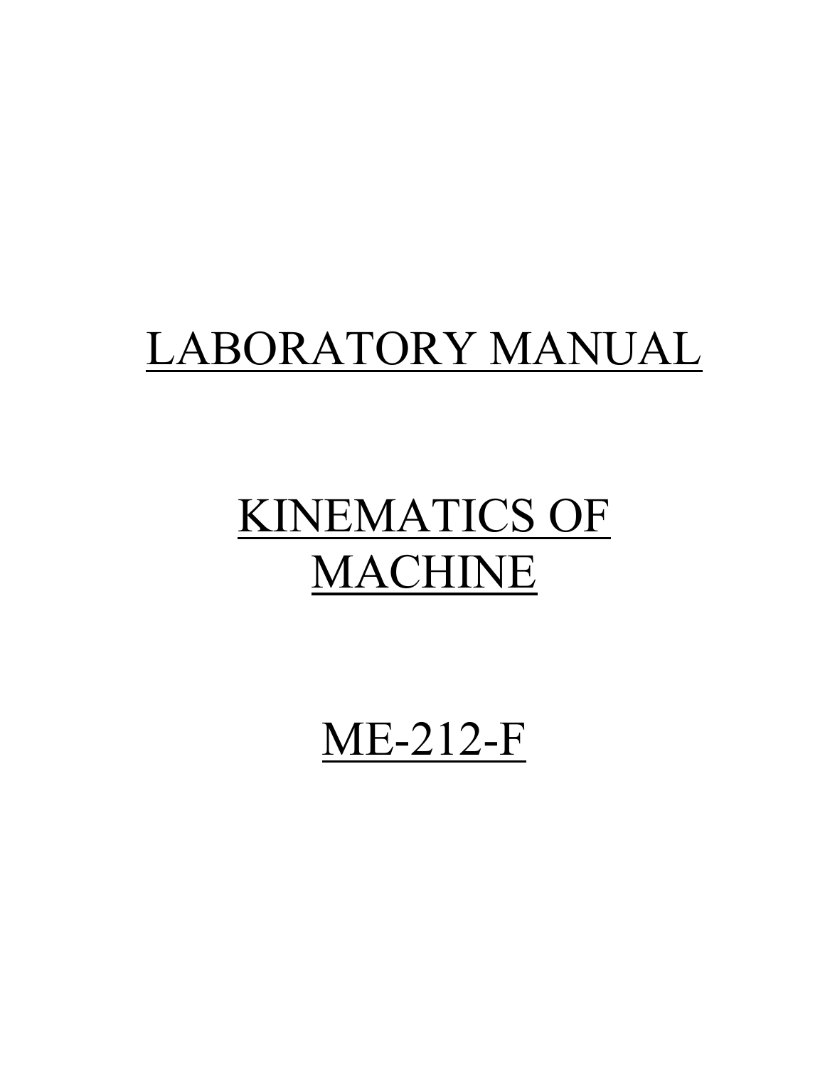# LABORATORY MANUAL

# KINEMATICS OF MACHINE

# ME-212-F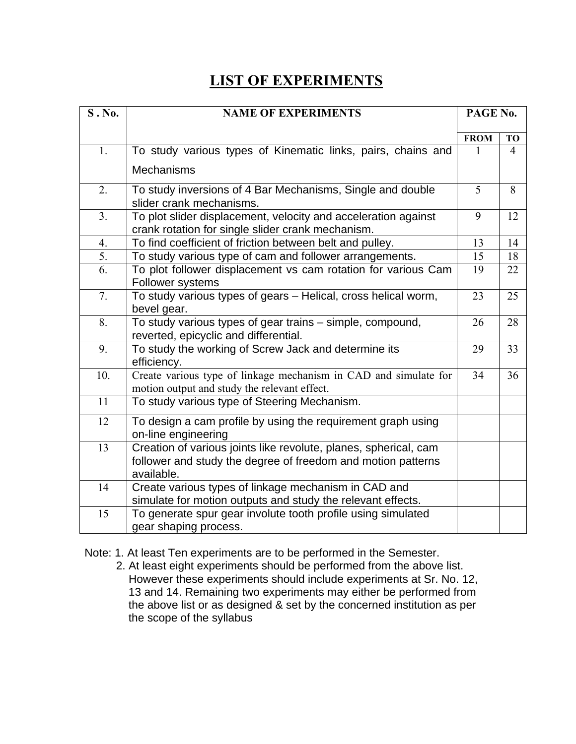# LIST OF EXPERIMENTS

| S . No. | NAME OF EXPERIMENTS | PAGE No. | |
|---|---|---|---|
| | | FROM | TO |
| 1. | To study various types of Kinematic links, pairs, chains and Mechanisms | 1 | 4 |
| 2. | To study inversions of 4 Bar Mechanisms, Single and double slider crank mechanisms. | 5 | 8 |
| 3. | To plot slider displacement, velocity and acceleration against crank rotation for single slider crank mechanism. | 9 | 12 |
| 4. | To find coefficient of friction between belt and pulley. | 13 | 14 |
| 5. | To study various type of cam and follower arrangements. | 15 | 18 |
| 6. | To plot follower displacement vs cam rotation for various Cam Follower systems | 19 | 22 |
| 7. | To study various types of gears – Helical, cross helical worm, bevel gear. | 23 | 25 |
| 8. | To study various types of gear trains – simple, compound, reverted, epicyclic and differential. | 26 | 28 |
| 9. | To study the working of Screw Jack and determine its efficiency. | 29 | 33 |
| 10. | Create various type of linkage mechanism in CAD and simulate for motion output and study the relevant effect. | 34 | 36 |
| 11 | To study various type of Steering Mechanism. | | |
| 12 | To design a cam profile by using the requirement graph using on-line engineering | | |
| 13 | Creation of various joints like revolute, planes, spherical, cam follower and study the degree of freedom and motion patterns available. | | |
| 14 | Create various types of linkage mechanism in CAD and simulate for motion outputs and study the relevant effects. | | |
| 15 | To generate spur gear involute tooth profile using simulated gear shaping process. | | |

Note: 1. At least Ten experiments are to be performed in the Semester.

2. At least eight experiments should be performed from the above list. However these experiments should include experiments at Sr. No. 12, 13 and 14. Remaining two experiments may either be performed from the above list or as designed & set by the concerned institution as per the scope of the syllabus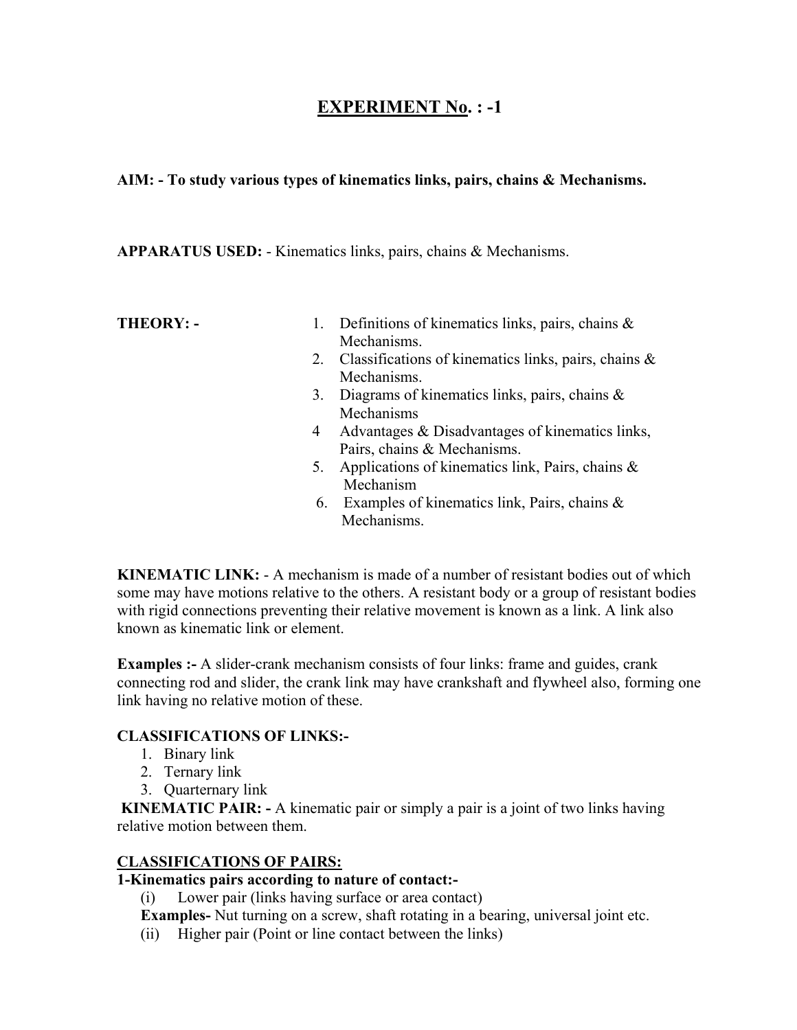# EXPERIMENT No. : -1

**AIM: - To study various types of kinematics links, pairs, chains & Mechanisms.**

**APPARATUS USED:** - Kinematics links, pairs, chains & Mechanisms.

**THEORY: -**

1. Definitions of kinematics links, pairs, chains & Mechanisms.
2. Classifications of kinematics links, pairs, chains & Mechanisms.
3. Diagrams of kinematics links, pairs, chains & Mechanisms
4. Advantages & Disadvantages of kinematics links, Pairs, chains & Mechanisms.
5. Applications of kinematics link, Pairs, chains & Mechanism
6. Examples of kinematics link, Pairs, chains & Mechanisms.

**KINEMATIC LINK:** - A mechanism is made of a number of resistant bodies out of which some may have motions relative to the others. A resistant body or a group of resistant bodies with rigid connections preventing their relative movement is known as a link. A link also known as kinematic link or element.

**Examples :-** A slider-crank mechanism consists of four links: frame and guides, crank connecting rod and slider, the crank link may have crankshaft and flywheel also, forming one link having no relative motion of these.

**CLASSIFICATIONS OF LINKS:-**

1. Binary link
2. Ternary link
3. Quarternary link

**KINEMATIC PAIR: -** A kinematic pair or simply a pair is a joint of two links having relative motion between them.

**CLASSIFICATIONS OF PAIRS:**

**1-Kinematics pairs according to nature of contact:-**

(i) Lower pair (links having surface or area contact)

**Examples-** Nut turning on a screw, shaft rotating in a bearing, universal joint etc.

(ii) Higher pair (Point or line contact between the links)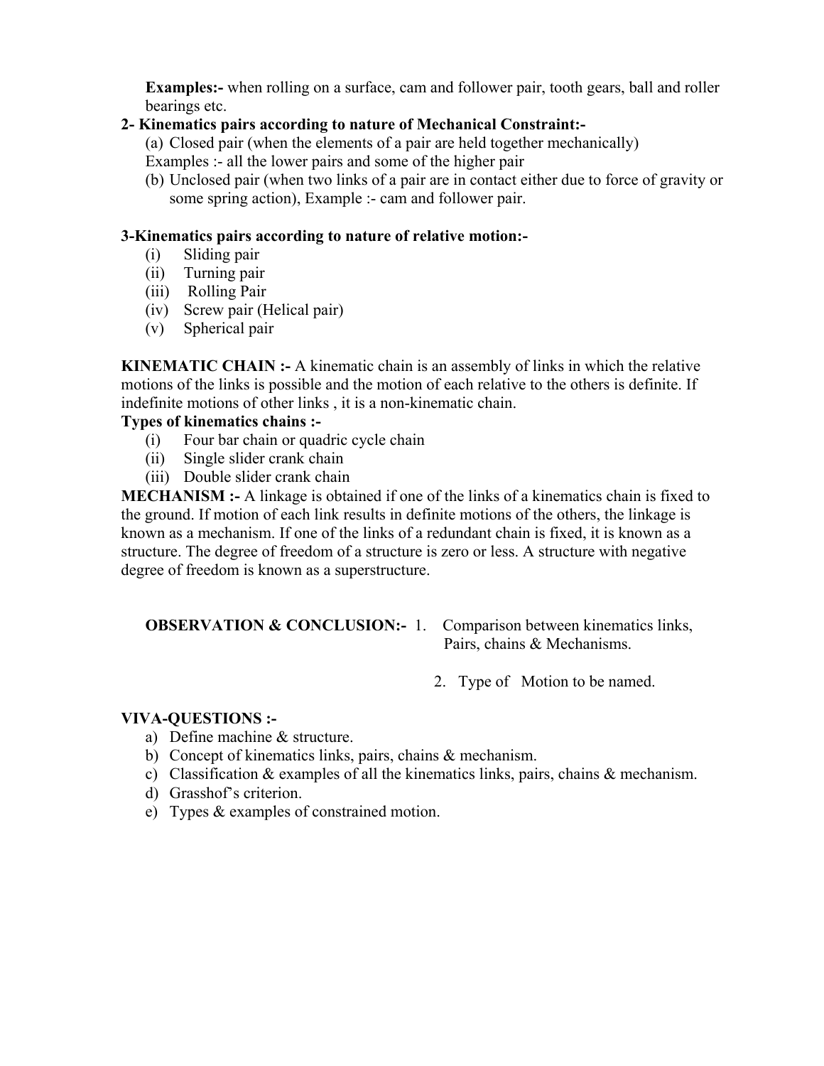**Examples:-** when rolling on a surface, cam and follower pair, tooth gears, ball and roller bearings etc.

**2- Kinematics pairs according to nature of Mechanical Constraint:-**

(a) Closed pair (when the elements of a pair are held together mechanically)
Examples :- all the lower pairs and some of the higher pair

(b) Unclosed pair (when two links of a pair are in contact either due to force of gravity or some spring action), Example :- cam and follower pair.

**3-Kinematics pairs according to nature of relative motion:-**

(i) Sliding pair
(ii) Turning pair
(iii) Rolling Pair
(iv) Screw pair (Helical pair)
(v) Spherical pair

**KINEMATIC CHAIN :-** A kinematic chain is an assembly of links in which the relative motions of the links is possible and the motion of each relative to the others is definite. If indefinite motions of other links , it is a non-kinematic chain.

**Types of kinematics chains :-**

(i) Four bar chain or quadric cycle chain
(ii) Single slider crank chain
(iii) Double slider crank chain

**MECHANISM :-** A linkage is obtained if one of the links of a kinematics chain is fixed to the ground. If motion of each link results in definite motions of the others, the linkage is known as a mechanism. If one of the links of a redundant chain is fixed, it is known as a structure. The degree of freedom of a structure is zero or less. A structure with negative degree of freedom is known as a superstructure.

**OBSERVATION & CONCLUSION:-**

1. Comparison between kinematics links, Pairs, chains & Mechanisms.
2. Type of Motion to be named.

**VIVA-QUESTIONS :-**

a) Define machine & structure.
b) Concept of kinematics links, pairs, chains & mechanism.
c) Classification & examples of all the kinematics links, pairs, chains & mechanism.
d) Grasshof's criterion.
e) Types & examples of constrained motion.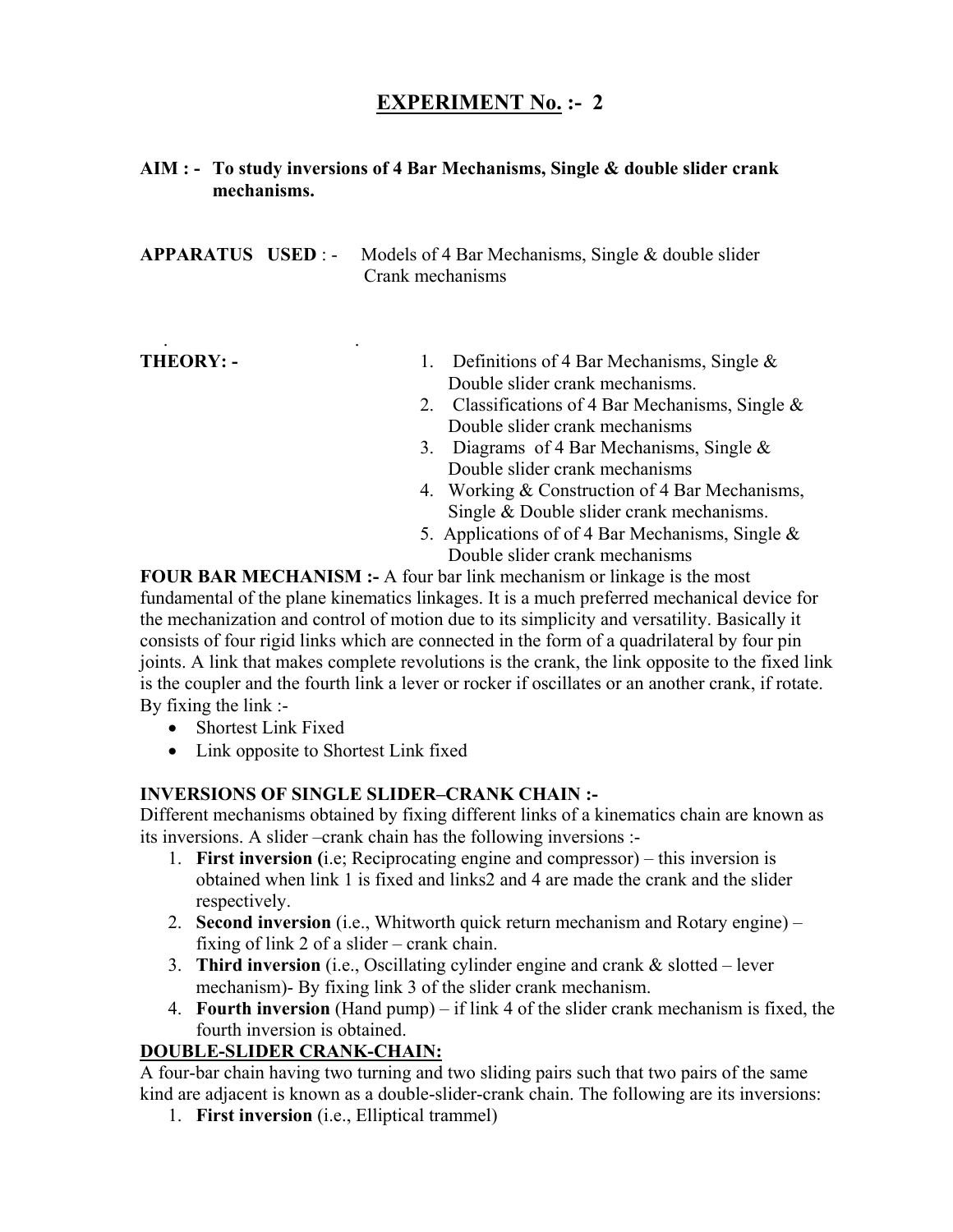# EXPERIMENT No. :- 2

**AIM : - To study inversions of 4 Bar Mechanisms, Single & double slider crank mechanisms.**

**APPARATUS USED** : - Models of 4 Bar Mechanisms, Single & double slider Crank mechanisms

**THEORY: -**

1. Definitions of 4 Bar Mechanisms, Single & Double slider crank mechanisms.
2. Classifications of 4 Bar Mechanisms, Single & Double slider crank mechanisms
3. Diagrams of 4 Bar Mechanisms, Single & Double slider crank mechanisms
4. Working & Construction of 4 Bar Mechanisms, Single & Double slider crank mechanisms.
5. Applications of of 4 Bar Mechanisms, Single & Double slider crank mechanisms

**FOUR BAR MECHANISM :-** A four bar link mechanism or linkage is the most fundamental of the plane kinematics linkages. It is a much preferred mechanical device for the mechanization and control of motion due to its simplicity and versatility. Basically it consists of four rigid links which are connected in the form of a quadrilateral by four pin joints. A link that makes complete revolutions is the crank, the link opposite to the fixed link is the coupler and the fourth link a lever or rocker if oscillates or an another crank, if rotate. By fixing the link :-

- Shortest Link Fixed
- Link opposite to Shortest Link fixed

**INVERSIONS OF SINGLE SLIDER–CRANK CHAIN :-**

Different mechanisms obtained by fixing different links of a kinematics chain are known as its inversions. A slider –crank chain has the following inversions :-

1. **First inversion (**i.e; Reciprocating engine and compressor) – this inversion is obtained when link 1 is fixed and links2 and 4 are made the crank and the slider respectively.
2. **Second inversion** (i.e., Whitworth quick return mechanism and Rotary engine) – fixing of link 2 of a slider – crank chain.
3. **Third inversion** (i.e., Oscillating cylinder engine and crank & slotted – lever mechanism)- By fixing link 3 of the slider crank mechanism.
4. **Fourth inversion** (Hand pump) – if link 4 of the slider crank mechanism is fixed, the fourth inversion is obtained.

**DOUBLE-SLIDER CRANK-CHAIN:**

A four-bar chain having two turning and two sliding pairs such that two pairs of the same kind are adjacent is known as a double-slider-crank chain. The following are its inversions:

1. **First inversion** (i.e., Elliptical trammel)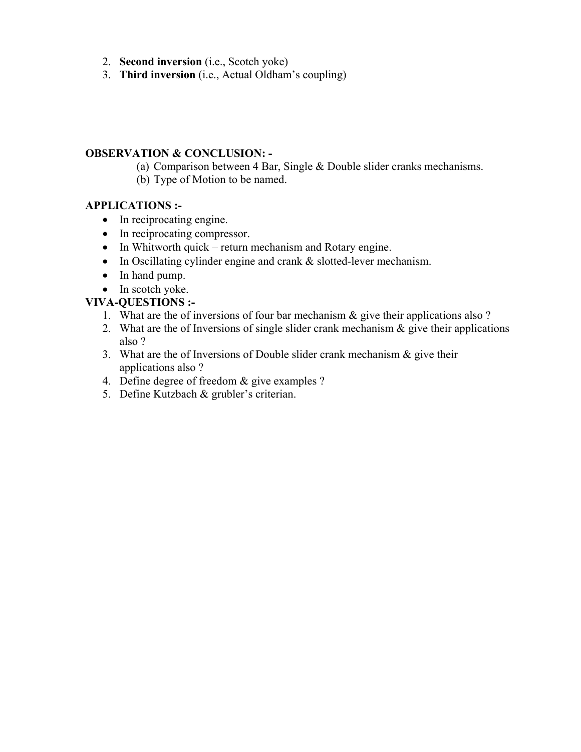2. **Second inversion** (i.e., Scotch yoke)
3. **Third inversion** (i.e., Actual Oldham's coupling)

**OBSERVATION & CONCLUSION: -**

(a) Comparison between 4 Bar, Single & Double slider cranks mechanisms.
(b) Type of Motion to be named.

**APPLICATIONS :-**

- In reciprocating engine.
- In reciprocating compressor.
- In Whitworth quick – return mechanism and Rotary engine.
- In Oscillating cylinder engine and crank & slotted-lever mechanism.
- In hand pump.
- In scotch yoke.

**VIVA-QUESTIONS :-**

1. What are the of inversions of four bar mechanism & give their applications also ?
2. What are the of Inversions of single slider crank mechanism & give their applications also ?
3. What are the of Inversions of Double slider crank mechanism & give their applications also ?
4. Define degree of freedom & give examples ?
5. Define Kutzbach & grubler's criterian.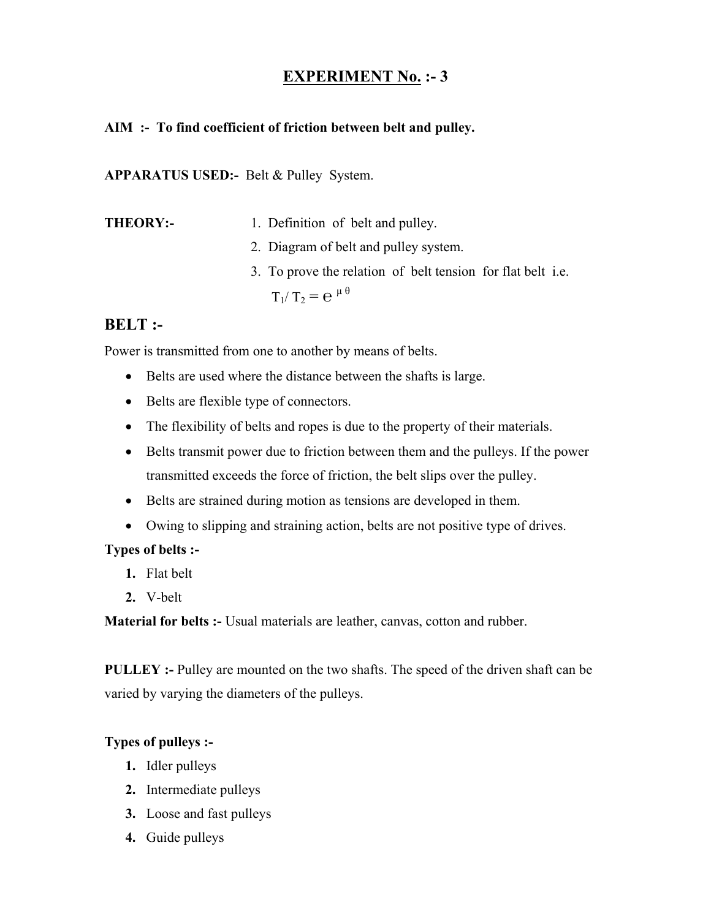# EXPERIMENT No. :- 3

**AIM :- To find coefficient of friction between belt and pulley.**

**APPARATUS USED:-** Belt & Pulley System.

**THEORY:-**

1. Definition of belt and pulley.
2. Diagram of belt and pulley system.
3. To prove the relation of belt tension for flat belt i.e.
   $T_1 / T_2 = e^{\mu \theta}$

## BELT :-

Power is transmitted from one to another by means of belts.

- Belts are used where the distance between the shafts is large.
- Belts are flexible type of connectors.
- The flexibility of belts and ropes is due to the property of their materials.
- Belts transmit power due to friction between them and the pulleys. If the power transmitted exceeds the force of friction, the belt slips over the pulley.
- Belts are strained during motion as tensions are developed in them.
- Owing to slipping and straining action, belts are not positive type of drives.

**Types of belts :-**

1. Flat belt
2. V-belt

**Material for belts :-** Usual materials are leather, canvas, cotton and rubber.

**PULLEY :-** Pulley are mounted on the two shafts. The speed of the driven shaft can be varied by varying the diameters of the pulleys.

**Types of pulleys :-**

1. Idler pulleys
2. Intermediate pulleys
3. Loose and fast pulleys
4. Guide pulleys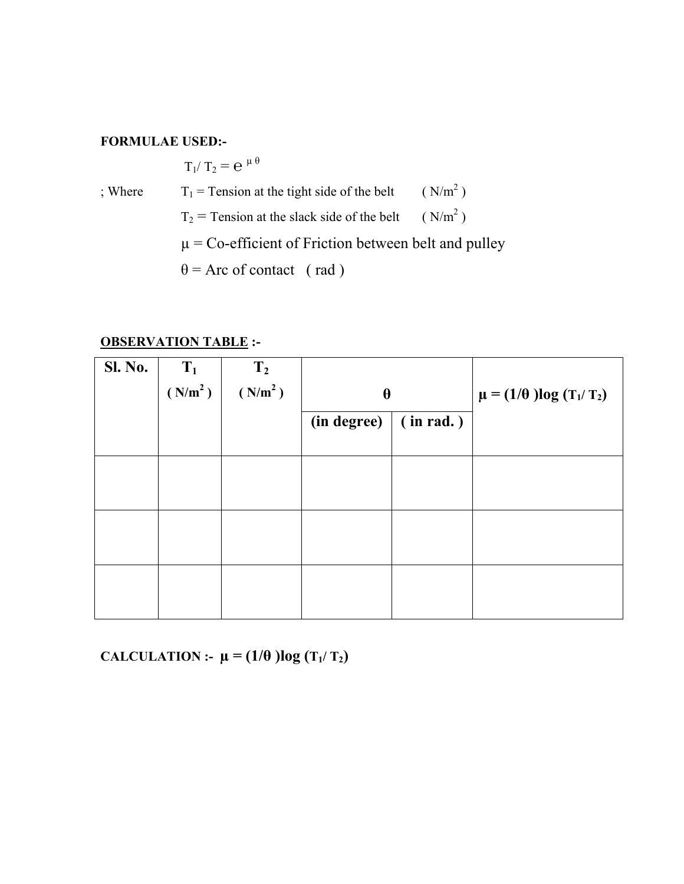**FORMULAE USED:-**

$$T_1 / T_2 = e^{\mu \theta}$$

; Where $T_1$ = Tension at the tight side of the belt ( $N/m^2$ )

$T_2$ = Tension at the slack side of the belt ( $N/m^2$ )

$\mu$ = Co-efficient of Friction between belt and pulley

$\theta$ = Arc of contact ( rad )

**OBSERVATION TABLE :-**

| Sl. No. | $T_1$ ( $N/m^2$ ) | $T_2$ ( $N/m^2$ ) | $\theta$ | | $\mu = (1/\theta) \log (T_1/T_2)$ |
|---|---|---|---|---|---|
| | | | (in degree) | ( in rad. ) | |
| | | | | | |
| | | | | | |
| | | | | | |

**CALCULATION :-** $\mu = (1/\theta) \log (T_1/T_2)$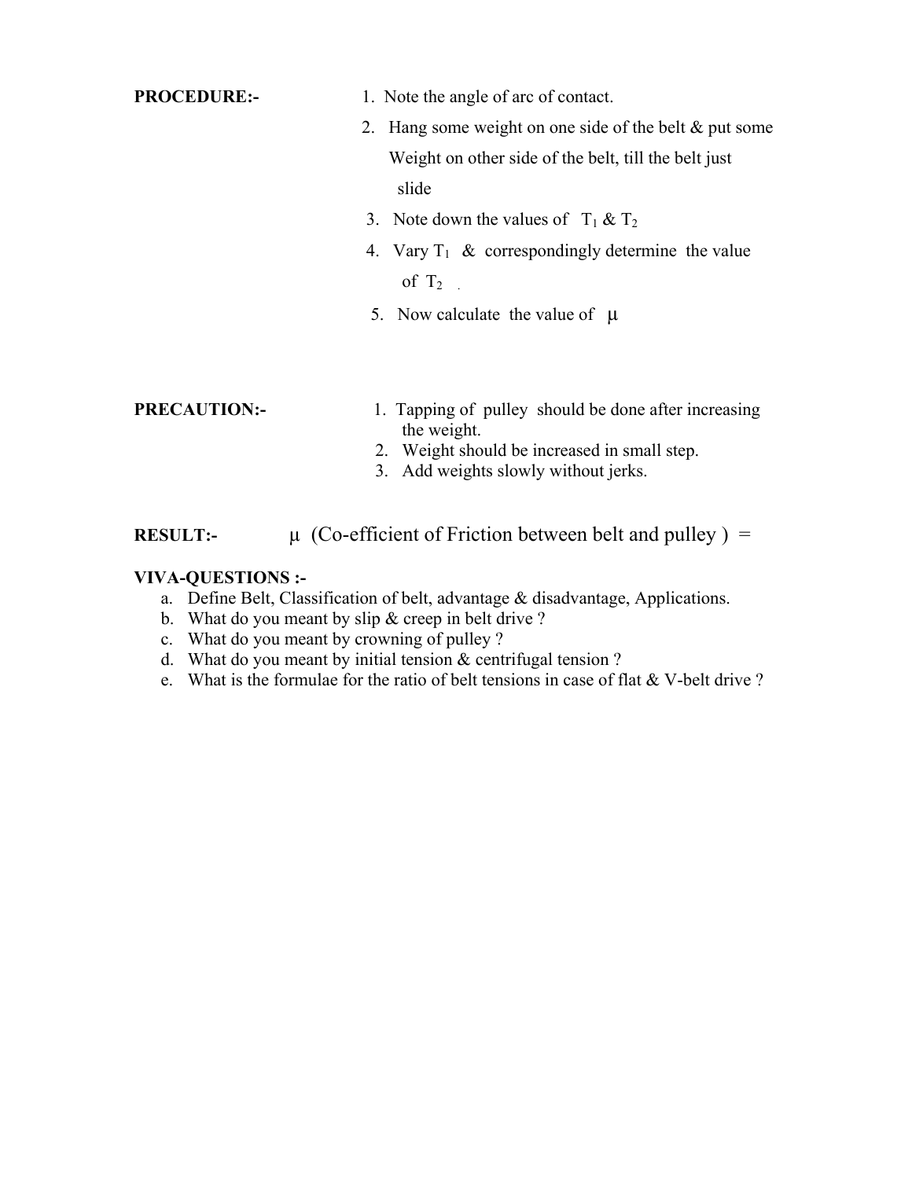**PROCEDURE:-**

1. Note the angle of arc of contact.
2. Hang some weight on one side of the belt & put some Weight on other side of the belt, till the belt just slide
3. Note down the values of $T_1$ & $T_2$
4. Vary $T_1$ & correspondingly determine the value of $T_2$ .
5. Now calculate the value of $\mu$

**PRECAUTION:-**

1. Tapping of pulley should be done after increasing the weight.
2. Weight should be increased in small step.
3. Add weights slowly without jerks.

**RESULT:-** $\mu$ (Co-efficient of Friction between belt and pulley ) =

**VIVA-QUESTIONS :-**

a. Define Belt, Classification of belt, advantage & disadvantage, Applications.
b. What do you meant by slip & creep in belt drive ?
c. What do you meant by crowning of pulley ?
d. What do you meant by initial tension & centrifugal tension ?
e. What is the formulae for the ratio of belt tensions in case of flat & V-belt drive ?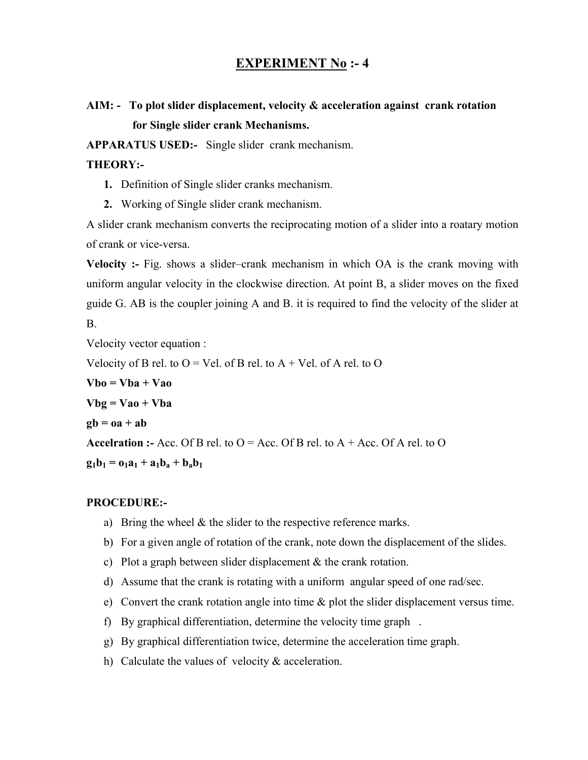# EXPERIMENT No :- 4

**AIM: - To plot slider displacement, velocity & acceleration against crank rotation for Single slider crank Mechanisms.**

**APPARATUS USED:-** Single slider crank mechanism.

**THEORY:-**

1. Definition of Single slider cranks mechanism.
2. Working of Single slider crank mechanism.

A slider crank mechanism converts the reciprocating motion of a slider into a roatary motion of crank or vice-versa.

**Velocity :-** Fig. shows a slider–crank mechanism in which OA is the crank moving with uniform angular velocity in the clockwise direction. At point B, a slider moves on the fixed guide G. AB is the coupler joining A and B. it is required to find the velocity of the slider at B.

Velocity vector equation :

Velocity of B rel. to O = Vel. of B rel. to A + Vel. of A rel. to O

**Vbo = Vba + Vao**

**Vbg = Vao + Vba**

**gb = oa + ab**

**Accelration :-** Acc. Of B rel. to O = Acc. Of B rel. to A + Acc. Of A rel. to O

$$g_1b_1 = o_1a_1 + a_1b_a + b_ab_1$$

**PROCEDURE:-**

a) Bring the wheel & the slider to the respective reference marks.
b) For a given angle of rotation of the crank, note down the displacement of the slides.
c) Plot a graph between slider displacement & the crank rotation.
d) Assume that the crank is rotating with a uniform angular speed of one rad/sec.
e) Convert the crank rotation angle into time & plot the slider displacement versus time.
f) By graphical differentiation, determine the velocity time graph .
g) By graphical differentiation twice, determine the acceleration time graph.
h) Calculate the values of velocity & acceleration.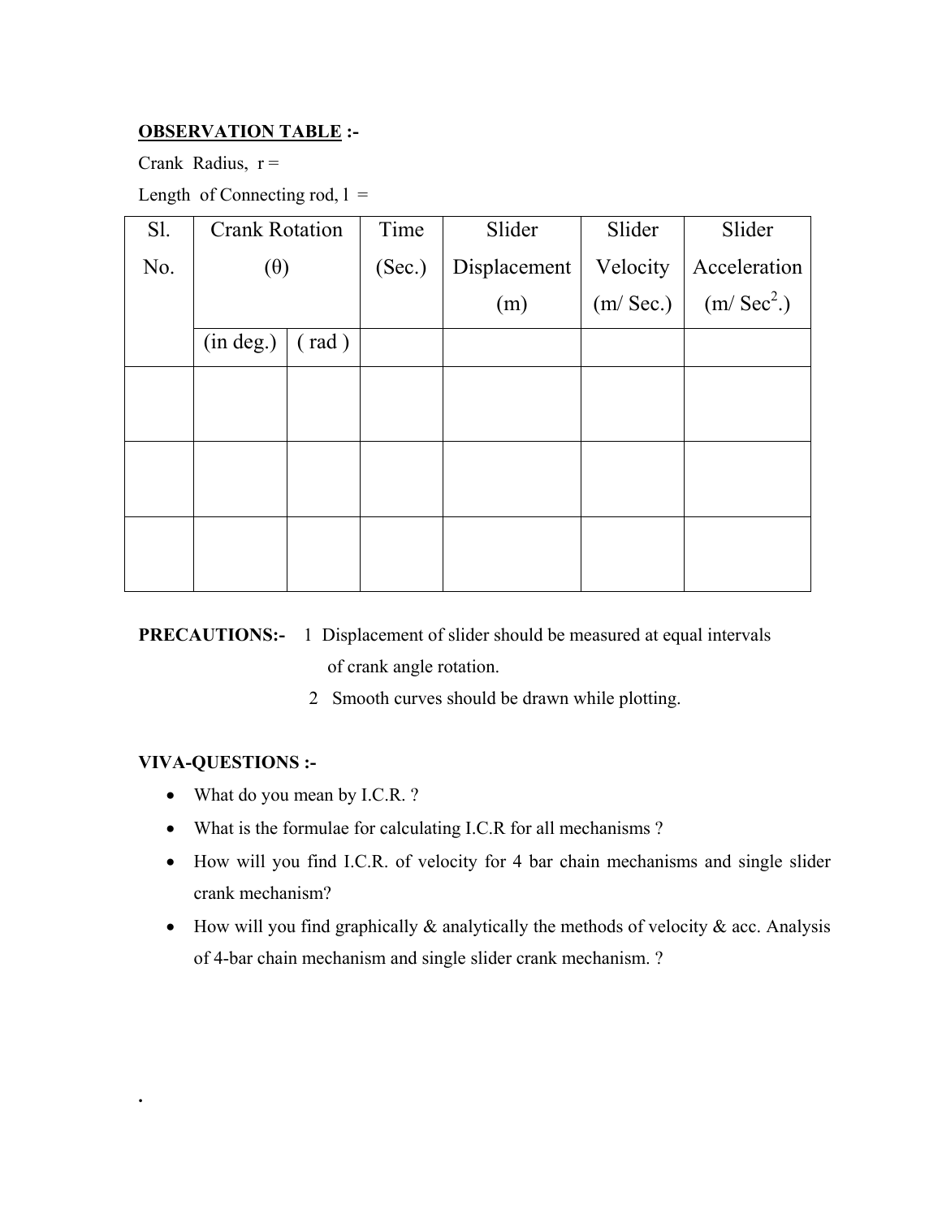**OBSERVATION TABLE :-**

Crank Radius, r =

Length of Connecting rod, l =

| Sl. No. | Crank Rotation (θ) | | Time (Sec.) | Slider Displacement (m) | Slider Velocity (m/ Sec.) | Slider Acceleration (m/ $Sec^2$.) |
|---|---|---|---|---|---|---|
| | (in deg.) | ( rad ) | | | | |
| | | | | | | |
| | | | | | | |
| | | | | | | |

**PRECAUTIONS:-** 1 Displacement of slider should be measured at equal intervals of crank angle rotation.

2 Smooth curves should be drawn while plotting.

**VIVA-QUESTIONS :-**

- What do you mean by I.C.R. ?
- What is the formulae for calculating I.C.R for all mechanisms ?
- How will you find I.C.R. of velocity for 4 bar chain mechanisms and single slider crank mechanism?
- How will you find graphically & analytically the methods of velocity & acc. Analysis of 4-bar chain mechanism and single slider crank mechanism. ?

.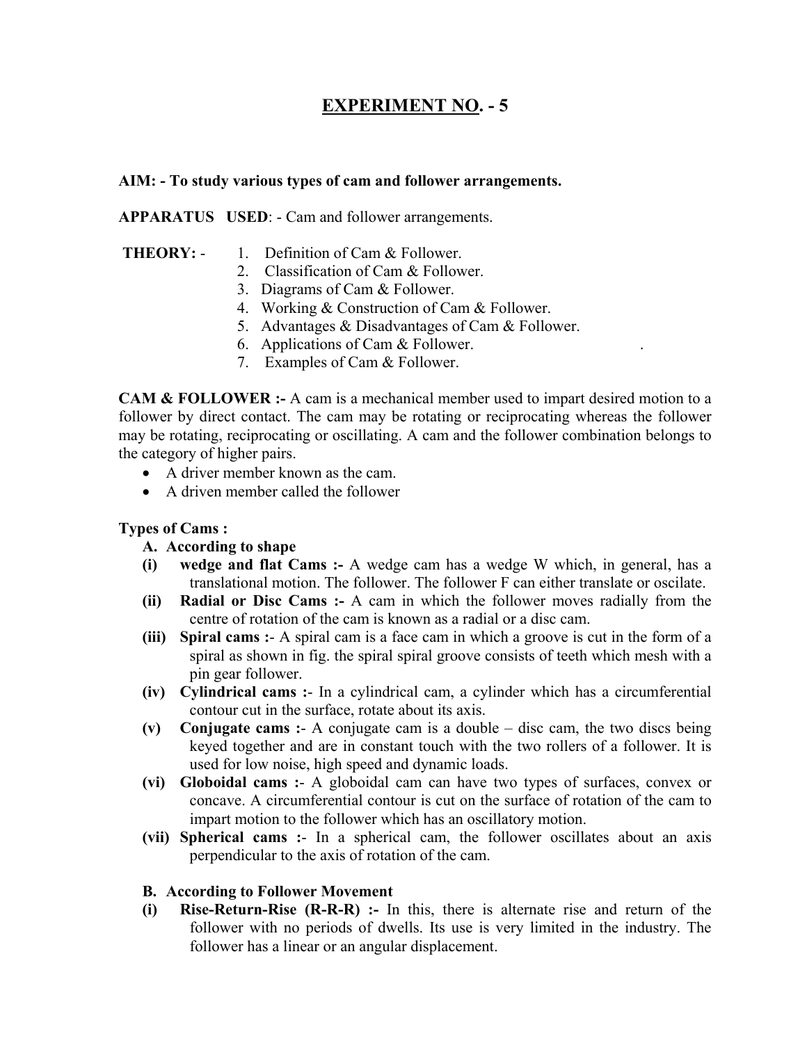## EXPERIMENT NO. - 5

**AIM: - To study various types of cam and follower arrangements.**

**APPARATUS USED**: - Cam and follower arrangements.

**THEORY:** -
1. Definition of Cam & Follower.
2. Classification of Cam & Follower.
3. Diagrams of Cam & Follower.
4. Working & Construction of Cam & Follower.
5. Advantages & Disadvantages of Cam & Follower.
6. Applications of Cam & Follower.
7. Examples of Cam & Follower.

**CAM & FOLLOWER :-** A cam is a mechanical member used to impart desired motion to a follower by direct contact. The cam may be rotating or reciprocating whereas the follower may be rotating, reciprocating or oscillating. A cam and the follower combination belongs to the category of higher pairs.

- A driver member known as the cam.
- A driven member called the follower

**Types of Cams :**

**A. According to shape**

**(i) wedge and flat Cams :-** A wedge cam has a wedge W which, in general, has a translational motion. The follower. The follower F can either translate or oscilate.

**(ii) Radial or Disc Cams :-** A cam in which the follower moves radially from the centre of rotation of the cam is known as a radial or a disc cam.

**(iii) Spiral cams :**- A spiral cam is a face cam in which a groove is cut in the form of a spiral as shown in fig. the spiral spiral groove consists of teeth which mesh with a pin gear follower.

**(iv) Cylindrical cams :**- In a cylindrical cam, a cylinder which has a circumferential contour cut in the surface, rotate about its axis.

**(v) Conjugate cams :**- A conjugate cam is a double – disc cam, the two discs being keyed together and are in constant touch with the two rollers of a follower. It is used for low noise, high speed and dynamic loads.

**(vi) Globoidal cams :**- A globoidal cam can have two types of surfaces, convex or concave. A circumferential contour is cut on the surface of rotation of the cam to impart motion to the follower which has an oscillatory motion.

**(vii) Spherical cams :**- In a spherical cam, the follower oscillates about an axis perpendicular to the axis of rotation of the cam.

**B. According to Follower Movement**

**(i) Rise-Return-Rise (R-R-R) :-** In this, there is alternate rise and return of the follower with no periods of dwells. Its use is very limited in the industry. The follower has a linear or an angular displacement.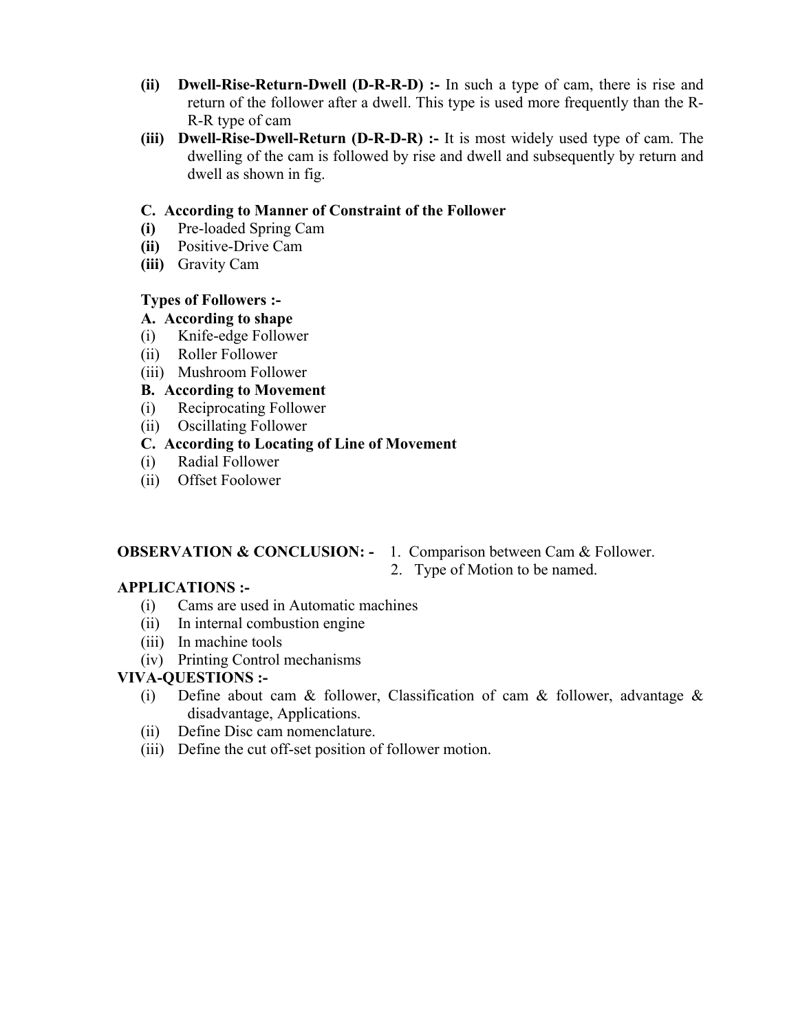**(ii) Dwell-Rise-Return-Dwell (D-R-R-D) :-** In such a type of cam, there is rise and return of the follower after a dwell. This type is used more frequently than the R-R-R type of cam

**(iii) Dwell-Rise-Dwell-Return (D-R-D-R) :-** It is most widely used type of cam. The dwelling of the cam is followed by rise and dwell and subsequently by return and dwell as shown in fig.

**C. According to Manner of Constraint of the Follower**

**(i)** Pre-loaded Spring Cam
**(ii)** Positive-Drive Cam
**(iii)** Gravity Cam

**Types of Followers :-**

**A. According to shape**

(i) Knife-edge Follower
(ii) Roller Follower
(iii) Mushroom Follower

**B. According to Movement**

(i) Reciprocating Follower
(ii) Oscillating Follower

**C. According to Locating of Line of Movement**

(i) Radial Follower
(ii) Offset Foolower

**OBSERVATION & CONCLUSION: -** 1. Comparison between Cam & Follower.
2. Type of Motion to be named.

**APPLICATIONS :-**

(i) Cams are used in Automatic machines
(ii) In internal combustion engine
(iii) In machine tools
(iv) Printing Control mechanisms

**VIVA-QUESTIONS :-**

(i) Define about cam & follower, Classification of cam & follower, advantage & disadvantage, Applications.
(ii) Define Disc cam nomenclature.
(iii) Define the cut off-set position of follower motion.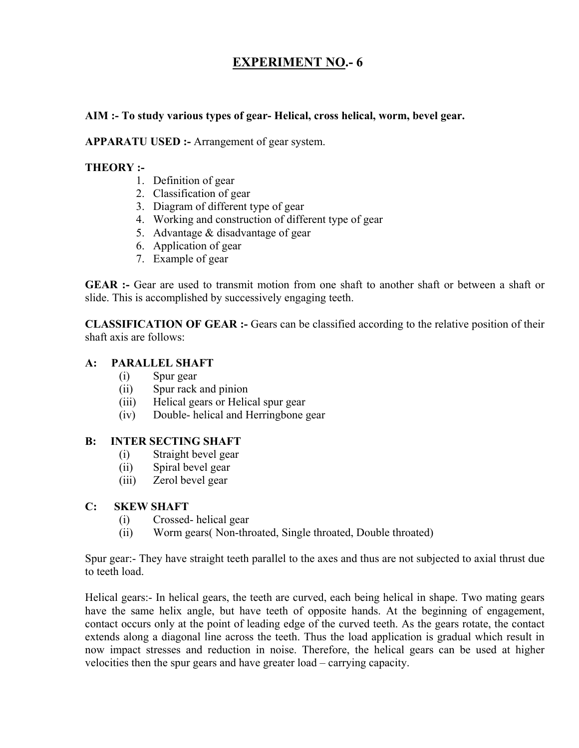# EXPERIMENT NO.- 6

**AIM :- To study various types of gear- Helical, cross helical, worm, bevel gear.**

**APPARATU USED :-** Arrangement of gear system.

**THEORY :-**

1. Definition of gear
2. Classification of gear
3. Diagram of different type of gear
4. Working and construction of different type of gear
5. Advantage & disadvantage of gear
6. Application of gear
7. Example of gear

**GEAR :-** Gear are used to transmit motion from one shaft to another shaft or between a shaft or slide. This is accomplished by successively engaging teeth.

**CLASSIFICATION OF GEAR :-** Gears can be classified according to the relative position of their shaft axis are follows:

**A: PARALLEL SHAFT**

- (i) Spur gear
- (ii) Spur rack and pinion
- (iii) Helical gears or Helical spur gear
- (iv) Double- helical and Herringbone gear

**B: INTER SECTING SHAFT**

- (i) Straight bevel gear
- (ii) Spiral bevel gear
- (iii) Zerol bevel gear

**C: SKEW SHAFT**

- (i) Crossed- helical gear
- (ii) Worm gears( Non-throated, Single throated, Double throated)

Spur gear:- They have straight teeth parallel to the axes and thus are not subjected to axial thrust due to teeth load.

Helical gears:- In helical gears, the teeth are curved, each being helical in shape. Two mating gears have the same helix angle, but have teeth of opposite hands. At the beginning of engagement, contact occurs only at the point of leading edge of the curved teeth. As the gears rotate, the contact extends along a diagonal line across the teeth. Thus the load application is gradual which result in now impact stresses and reduction in noise. Therefore, the helical gears can be used at higher velocities then the spur gears and have greater load – carrying capacity.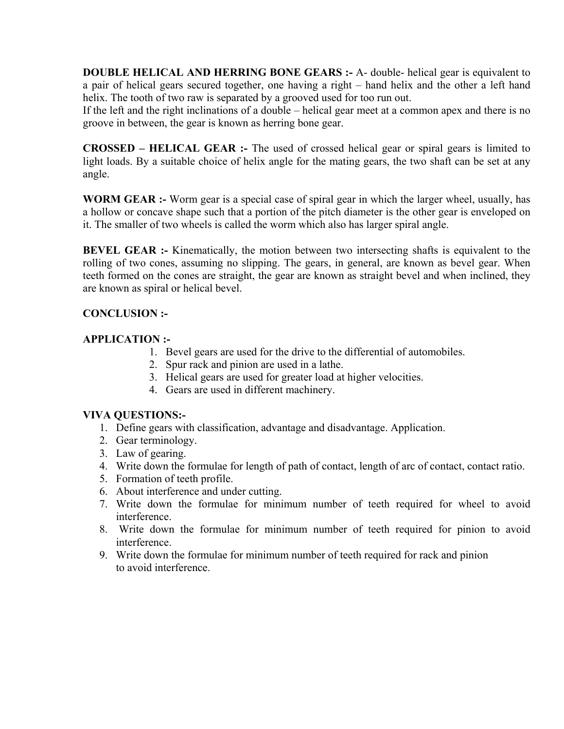**DOUBLE HELICAL AND HERRING BONE GEARS :-** A- double- helical gear is equivalent to a pair of helical gears secured together, one having a right – hand helix and the other a left hand helix. The tooth of two raw is separated by a grooved used for too run out.
If the left and the right inclinations of a double – helical gear meet at a common apex and there is no groove in between, the gear is known as herring bone gear.

**CROSSED – HELICAL GEAR :-** The used of crossed helical gear or spiral gears is limited to light loads. By a suitable choice of helix angle for the mating gears, the two shaft can be set at any angle.

**WORM GEAR :-** Worm gear is a special case of spiral gear in which the larger wheel, usually, has a hollow or concave shape such that a portion of the pitch diameter is the other gear is enveloped on it. The smaller of two wheels is called the worm which also has larger spiral angle.

**BEVEL GEAR :-** Kinematically, the motion between two intersecting shafts is equivalent to the rolling of two cones, assuming no slipping. The gears, in general, are known as bevel gear. When teeth formed on the cones are straight, the gear are known as straight bevel and when inclined, they are known as spiral or helical bevel.

**CONCLUSION :-**

**APPLICATION :-**

1. Bevel gears are used for the drive to the differential of automobiles.
2. Spur rack and pinion are used in a lathe.
3. Helical gears are used for greater load at higher velocities.
4. Gears are used in different machinery.

**VIVA QUESTIONS:-**

1. Define gears with classification, advantage and disadvantage. Application.
2. Gear terminology.
3. Law of gearing.
4. Write down the formulae for length of path of contact, length of arc of contact, contact ratio.
5. Formation of teeth profile.
6. About interference and under cutting.
7. Write down the formulae for minimum number of teeth required for wheel to avoid interference.
8. Write down the formulae for minimum number of teeth required for pinion to avoid interference.
9. Write down the formulae for minimum number of teeth required for rack and pinion to avoid interference.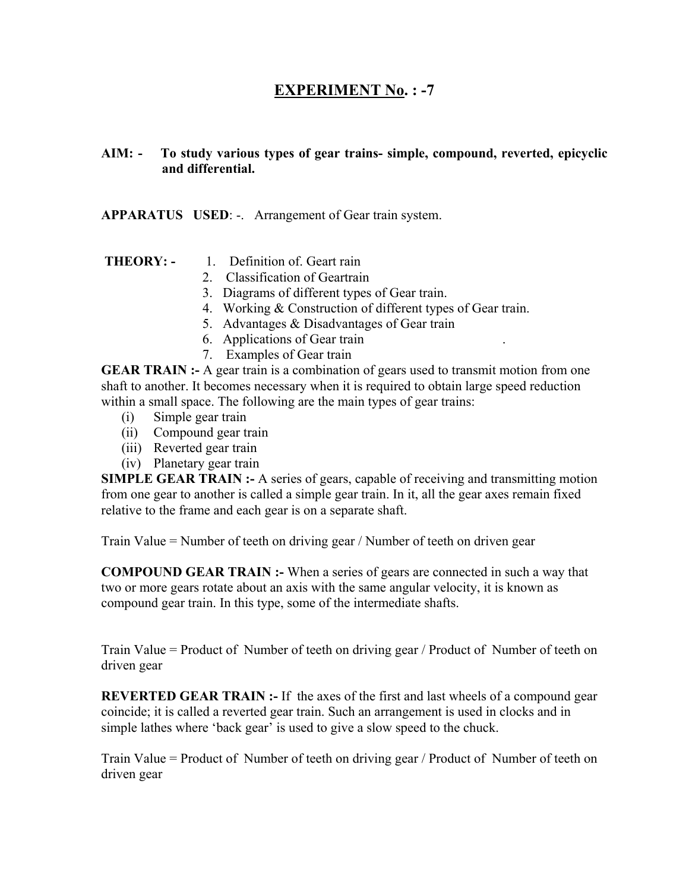# EXPERIMENT No. : -7

**AIM: - To study various types of gear trains- simple, compound, reverted, epicyclic and differential.**

**APPARATUS USED**: -. Arrangement of Gear train system.

**THEORY: -**
1. Definition of. Geart rain
2. Classification of Geartrain
3. Diagrams of different types of Gear train.
4. Working & Construction of different types of Gear train.
5. Advantages & Disadvantages of Gear train
6. Applications of Gear train .
7. Examples of Gear train

**GEAR TRAIN :-** A gear train is a combination of gears used to transmit motion from one shaft to another. It becomes necessary when it is required to obtain large speed reduction within a small space. The following are the main types of gear trains:

(i) Simple gear train
(ii) Compound gear train
(iii) Reverted gear train
(iv) Planetary gear train

**SIMPLE GEAR TRAIN :-** A series of gears, capable of receiving and transmitting motion from one gear to another is called a simple gear train. In it, all the gear axes remain fixed relative to the frame and each gear is on a separate shaft.

Train Value = Number of teeth on driving gear / Number of teeth on driven gear

**COMPOUND GEAR TRAIN :-** When a series of gears are connected in such a way that two or more gears rotate about an axis with the same angular velocity, it is known as compound gear train. In this type, some of the intermediate shafts.

Train Value = Product of Number of teeth on driving gear / Product of Number of teeth on driven gear

**REVERTED GEAR TRAIN :-** If the axes of the first and last wheels of a compound gear coincide; it is called a reverted gear train. Such an arrangement is used in clocks and in simple lathes where 'back gear' is used to give a slow speed to the chuck.

Train Value = Product of Number of teeth on driving gear / Product of Number of teeth on driven gear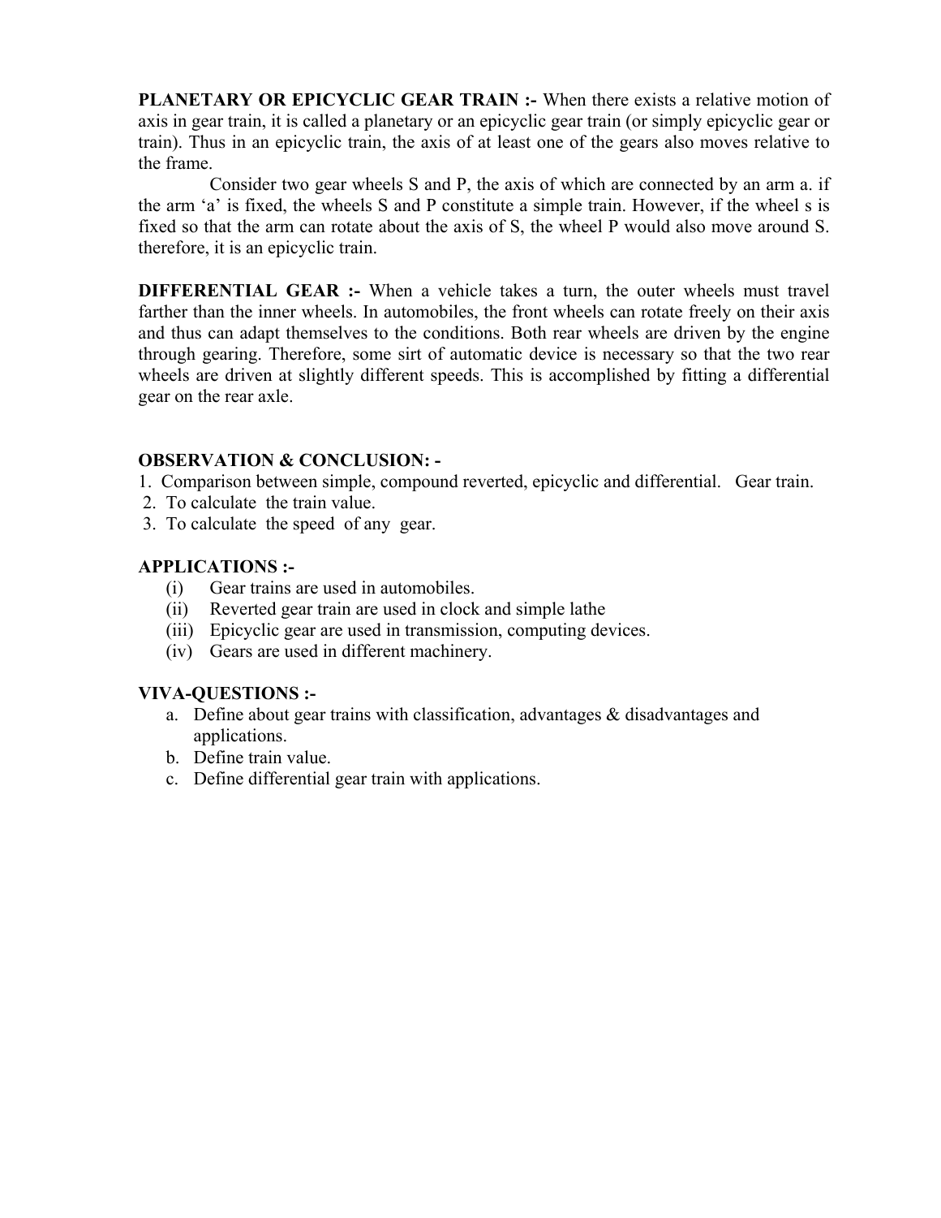**PLANETARY OR EPICYCLIC GEAR TRAIN :-** When there exists a relative motion of axis in gear train, it is called a planetary or an epicyclic gear train (or simply epicyclic gear or train). Thus in an epicyclic train, the axis of at least one of the gears also moves relative to the frame.

Consider two gear wheels S and P, the axis of which are connected by an arm a. if the arm 'a' is fixed, the wheels S and P constitute a simple train. However, if the wheel s is fixed so that the arm can rotate about the axis of S, the wheel P would also move around S. therefore, it is an epicyclic train.

**DIFFERENTIAL GEAR :-** When a vehicle takes a turn, the outer wheels must travel farther than the inner wheels. In automobiles, the front wheels can rotate freely on their axis and thus can adapt themselves to the conditions. Both rear wheels are driven by the engine through gearing. Therefore, some sirt of automatic device is necessary so that the two rear wheels are driven at slightly different speeds. This is accomplished by fitting a differential gear on the rear axle.

**OBSERVATION & CONCLUSION: -**

1. Comparison between simple, compound reverted, epicyclic and differential. Gear train.
2. To calculate the train value.
3. To calculate the speed of any gear.

**APPLICATIONS :-**

(i) Gear trains are used in automobiles.
(ii) Reverted gear train are used in clock and simple lathe
(iii) Epicyclic gear are used in transmission, computing devices.
(iv) Gears are used in different machinery.

**VIVA-QUESTIONS :-**

a. Define about gear trains with classification, advantages & disadvantages and applications.
b. Define train value.
c. Define differential gear train with applications.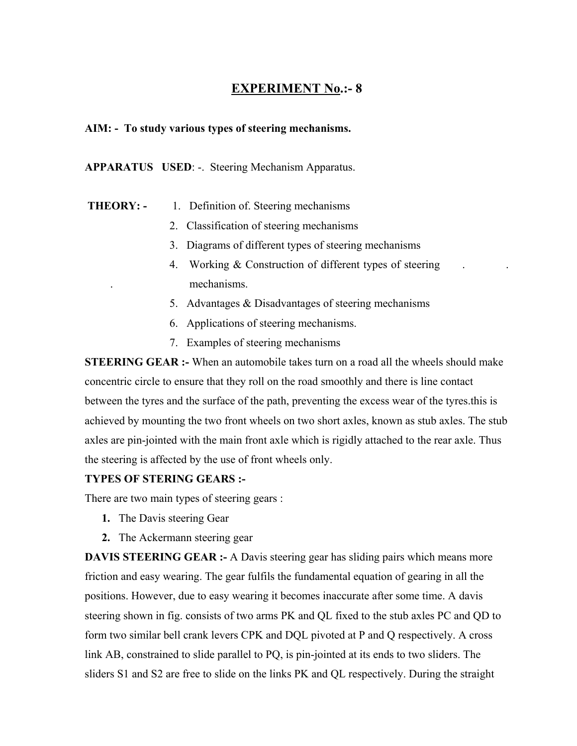# EXPERIMENT No.:- 8

**AIM: - To study various types of steering mechanisms.**

**APPARATUS USED**: -. Steering Mechanism Apparatus.

**THEORY: -**

1. Definition of. Steering mechanisms
2. Classification of steering mechanisms
3. Diagrams of different types of steering mechanisms
4. Working & Construction of different types of steering mechanisms.
5. Advantages & Disadvantages of steering mechanisms
6. Applications of steering mechanisms.
7. Examples of steering mechanisms

**STEERING GEAR :-** When an automobile takes turn on a road all the wheels should make concentric circle to ensure that they roll on the road smoothly and there is line contact between the tyres and the surface of the path, preventing the excess wear of the tyres.this is achieved by mounting the two front wheels on two short axles, known as stub axles. The stub axles are pin-jointed with the main front axle which is rigidly attached to the rear axle. Thus the steering is affected by the use of front wheels only.

**TYPES OF STERING GEARS :-**

There are two main types of steering gears :

1. The Davis steering Gear
2. The Ackermann steering gear

**DAVIS STEERING GEAR :-** A Davis steering gear has sliding pairs which means more friction and easy wearing. The gear fulfils the fundamental equation of gearing in all the positions. However, due to easy wearing it becomes inaccurate after some time. A davis steering shown in fig. consists of two arms PK and QL fixed to the stub axles PC and QD to form two similar bell crank levers CPK and DQL pivoted at P and Q respectively. A cross link AB, constrained to slide parallel to PQ, is pin-jointed at its ends to two sliders. The sliders S1 and S2 are free to slide on the links PK and QL respectively. During the straight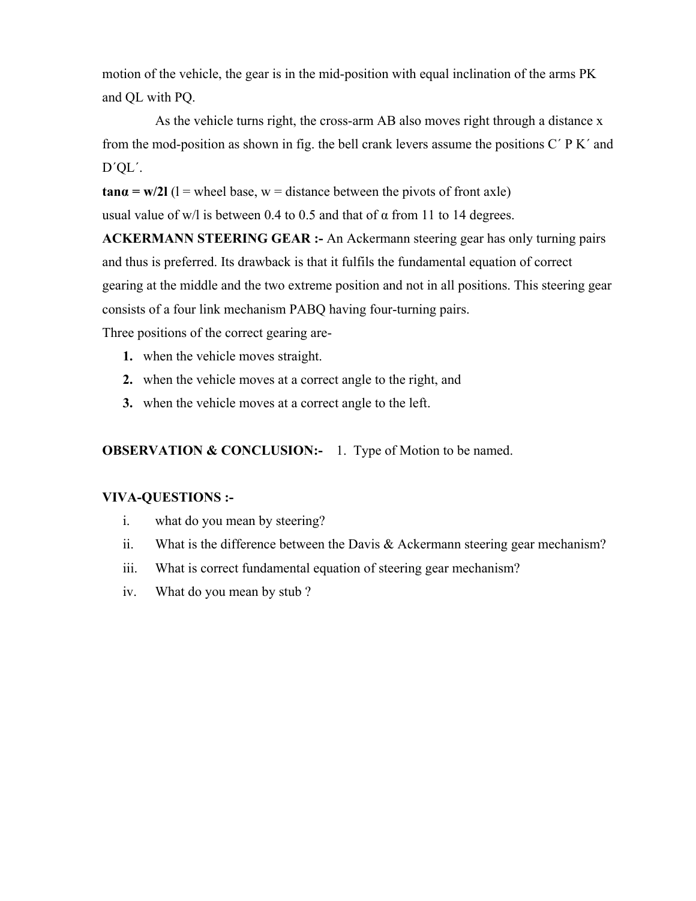motion of the vehicle, the gear is in the mid-position with equal inclination of the arms PK and QL with PQ.

As the vehicle turns right, the cross-arm AB also moves right through a distance x from the mod-position as shown in fig. the bell crank levers assume the positions C´ P K´ and D´QL´.

**$\tan\alpha = w/2l$** (l = wheel base, w = distance between the pivots of front axle)

usual value of w/l is between 0.4 to 0.5 and that of α from 11 to 14 degrees.

**ACKERMANN STEERING GEAR :-** An Ackermann steering gear has only turning pairs and thus is preferred. Its drawback is that it fulfils the fundamental equation of correct gearing at the middle and the two extreme position and not in all positions. This steering gear consists of a four link mechanism PABQ having four-turning pairs.

Three positions of the correct gearing are-

1. when the vehicle moves straight.
2. when the vehicle moves at a correct angle to the right, and
3. when the vehicle moves at a correct angle to the left.

**OBSERVATION & CONCLUSION:-** 1. Type of Motion to be named.

**VIVA-QUESTIONS :-**

i. what do you mean by steering?
ii. What is the difference between the Davis & Ackermann steering gear mechanism?
iii. What is correct fundamental equation of steering gear mechanism?
iv. What do you mean by stub ?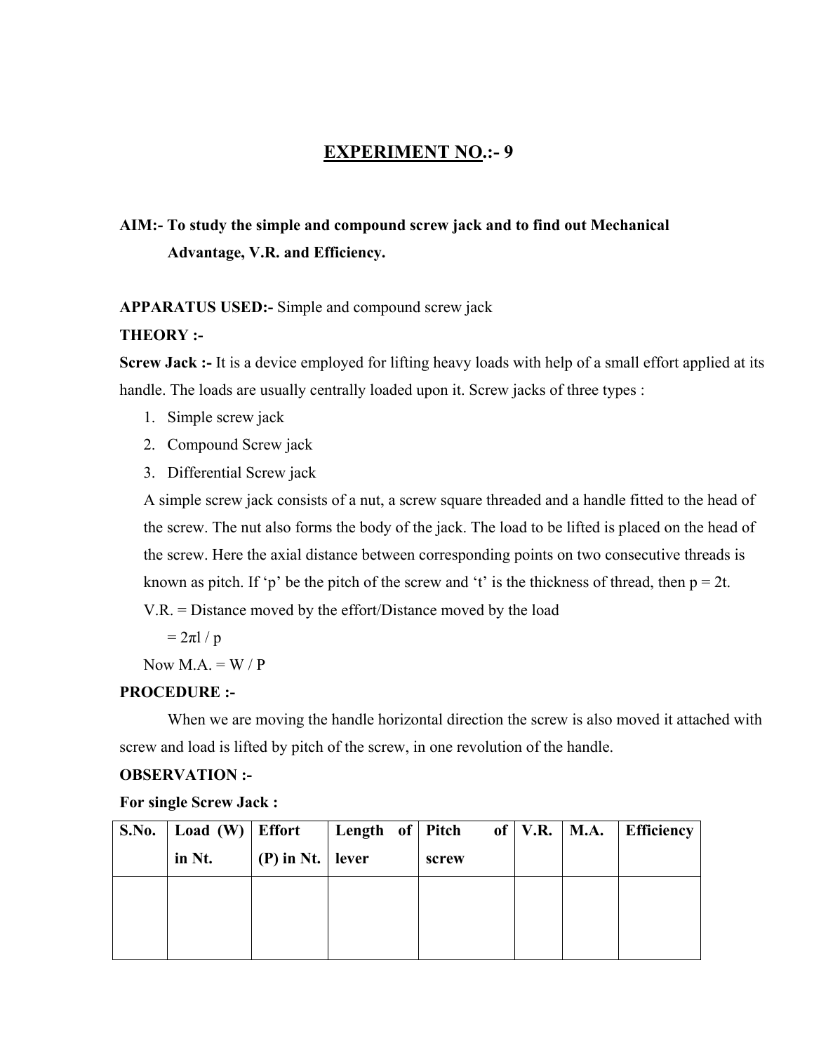## EXPERIMENT NO.:- 9

**AIM:- To study the simple and compound screw jack and to find out Mechanical Advantage, V.R. and Efficiency.**

**APPARATUS USED:-** Simple and compound screw jack

**THEORY :-**

**Screw Jack :-** It is a device employed for lifting heavy loads with help of a small effort applied at its handle. The loads are usually centrally loaded upon it. Screw jacks of three types :

1. Simple screw jack
2. Compound Screw jack
3. Differential Screw jack

A simple screw jack consists of a nut, a screw square threaded and a handle fitted to the head of the screw. The nut also forms the body of the jack. The load to be lifted is placed on the head of the screw. Here the axial distance between corresponding points on two consecutive threads is known as pitch. If 'p' be the pitch of the screw and 't' is the thickness of thread, then $p = 2t$.

V.R. = Distance moved by the effort/Distance moved by the load

$= 2\pi l / p$

Now M.A. = $W / P$

**PROCEDURE :-**

When we are moving the handle horizontal direction the screw is also moved it attached with screw and load is lifted by pitch of the screw, in one revolution of the handle.

**OBSERVATION :-**

**For single Screw Jack :**

| S.No. | Load (W) in Nt. | Effort (P) in Nt. | Length of lever | Pitch of screw | V.R. | M.A. | Efficiency |
|---|---|---|---|---|---|---|---|
| | | | | | | | |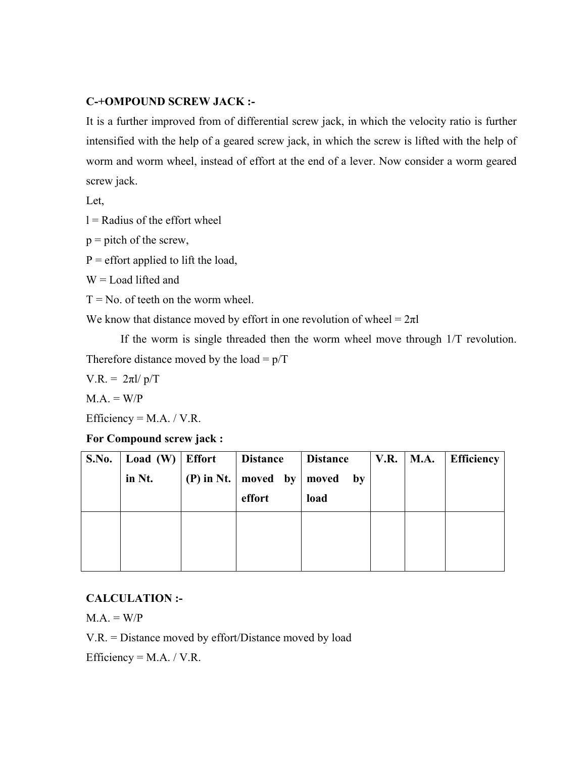**C-+OMPOUND SCREW JACK :-**

It is a further improved from of differential screw jack, in which the velocity ratio is further intensified with the help of a geared screw jack, in which the screw is lifted with the help of worm and worm wheel, instead of effort at the end of a lever. Now consider a worm geared screw jack.

Let,

l = Radius of the effort wheel

p = pitch of the screw,

P = effort applied to lift the load,

W = Load lifted and

T = No. of teeth on the worm wheel.

We know that distance moved by effort in one revolution of wheel = $2\pi l$

If the worm is single threaded then the worm wheel move through 1/T revolution. Therefore distance moved by the load = p/T

V.R. = $2\pi l/ p/T$

M.A. = W/P

Efficiency = M.A. / V.R.

**For Compound screw jack :**

| **S.No.** | **Load (W) in Nt.** | **Effort (P) in Nt.** | **Distance moved by effort** | **Distance moved by load** | **V.R.** | **M.A.** | **Efficiency** |
|---|---|---|---|---|---|---|---|
| | | | | | | | |

**CALCULATION :-**

M.A. = W/P

V.R. = Distance moved by effort/Distance moved by load

Efficiency = M.A. / V.R.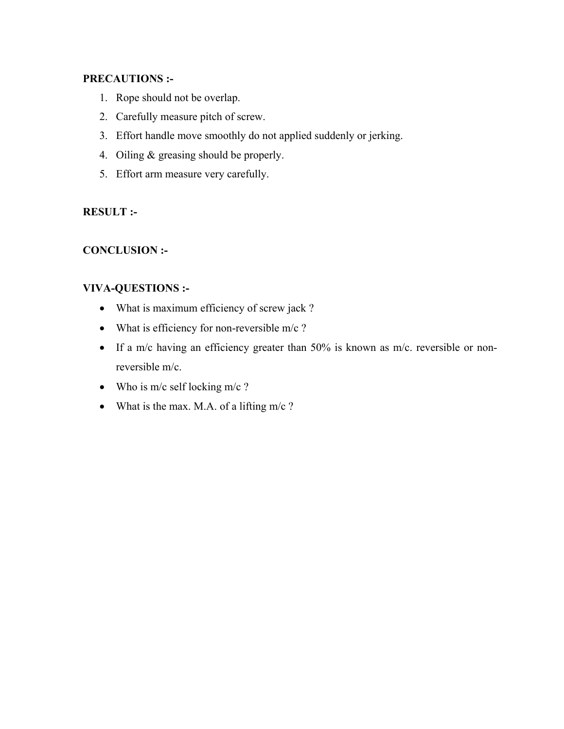**PRECAUTIONS :-**

1. Rope should not be overlap.
2. Carefully measure pitch of screw.
3. Effort handle move smoothly do not applied suddenly or jerking.
4. Oiling & greasing should be properly.
5. Effort arm measure very carefully.

**RESULT :-**

**CONCLUSION :-**

**VIVA-QUESTIONS :-**

- What is maximum efficiency of screw jack ?
- What is efficiency for non-reversible m/c ?
- If a m/c having an efficiency greater than 50% is known as m/c. reversible or non-reversible m/c.
- Who is m/c self locking m/c ?
- What is the max. M.A. of a lifting m/c ?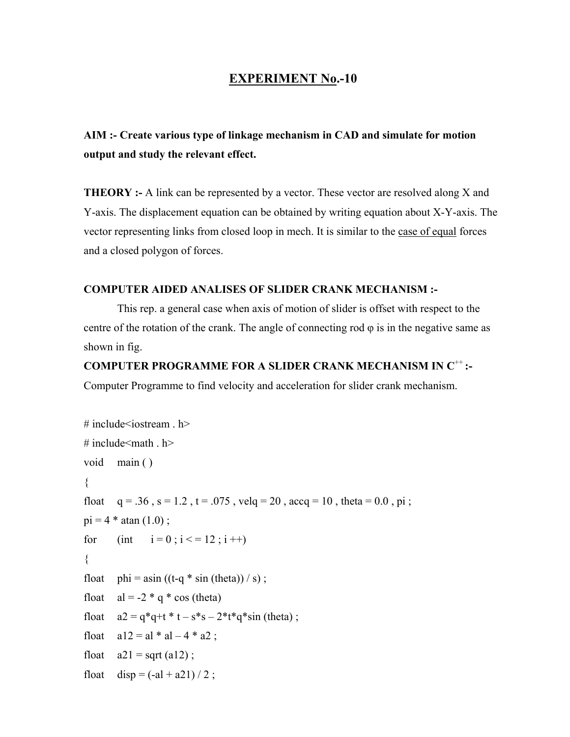# EXPERIMENT No.-10

**AIM :- Create various type of linkage mechanism in CAD and simulate for motion output and study the relevant effect.**

**THEORY :-** A link can be represented by a vector. These vector are resolved along X and Y-axis. The displacement equation can be obtained by writing equation about X-Y-axis. The vector representing links from closed loop in mech. It is similar to the case of equal forces and a closed polygon of forces.

**COMPUTER AIDED ANALISES OF SLIDER CRANK MECHANISM :-**

This rep. a general case when axis of motion of slider is offset with respect to the centre of the rotation of the crank. The angle of connecting rod φ is in the negative same as shown in fig.

**COMPUTER PROGRAMME FOR A SLIDER CRANK MECHANISM IN C$^{++}$ :-**

Computer Programme to find velocity and acceleration for slider crank mechanism.

```
# include<iostream . h>
# include<math . h>
void    main ( )
{
float    q = .36 , s = 1.2 , t = .075 , velq = 20 , accq = 10 , theta = 0.0 , pi ;
pi = 4 * atan (1.0) ;
for     (int     i = 0 ; i < = 12 ; i ++)
{
float    phi = asin ((t-q * sin (theta)) / s) ;
float    al = -2 * q * cos (theta)
float    a2 = q*q+t * t – s*s – 2*t*q*sin (theta) ;
float    a12 = al * al – 4 * a2 ;
float    a21 = sqrt (a12) ;
float    disp = (-al + a21) / 2 ;
```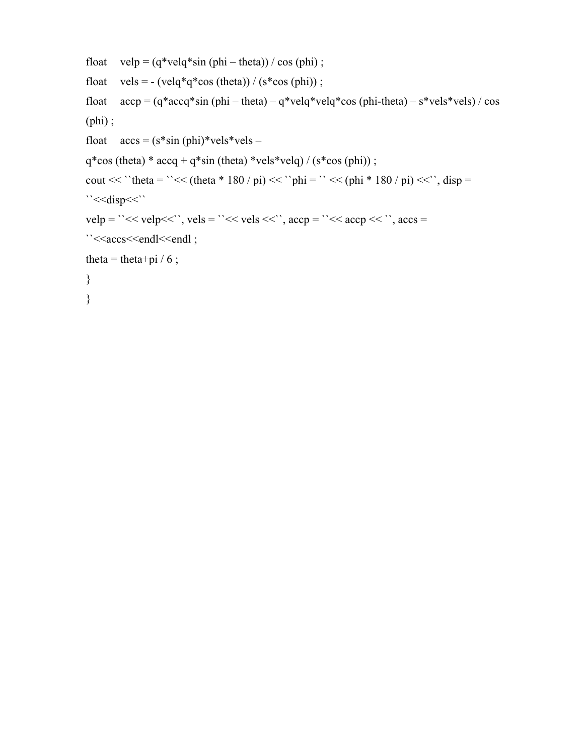```
float   velp = (q*velq*sin (phi – theta)) / cos (phi) ;
float   vels = - (velq*q*cos (theta)) / (s*cos (phi)) ;
float   accp = (q*accq*sin (phi – theta) – q*velq*velq*cos (phi-theta) – s*vels*vels) / cos
(phi) ;
float   accs = (s*sin (phi)*vels*vels –
q*cos (theta) * accq + q*sin (theta) *vels*velq) / (s*cos (phi)) ;
cout << ``theta = ``<< (theta * 180 / pi) << ``phi = `` << (phi * 180 / pi) <<``, disp =
``<<disp<<``
velp = ``<< velp<<``, vels = ``<< vels <<``, accp = ``<< accp << ``, accs =
``<<accs<<endl<<endl ;
theta = theta+pi / 6 ;
}
}
```